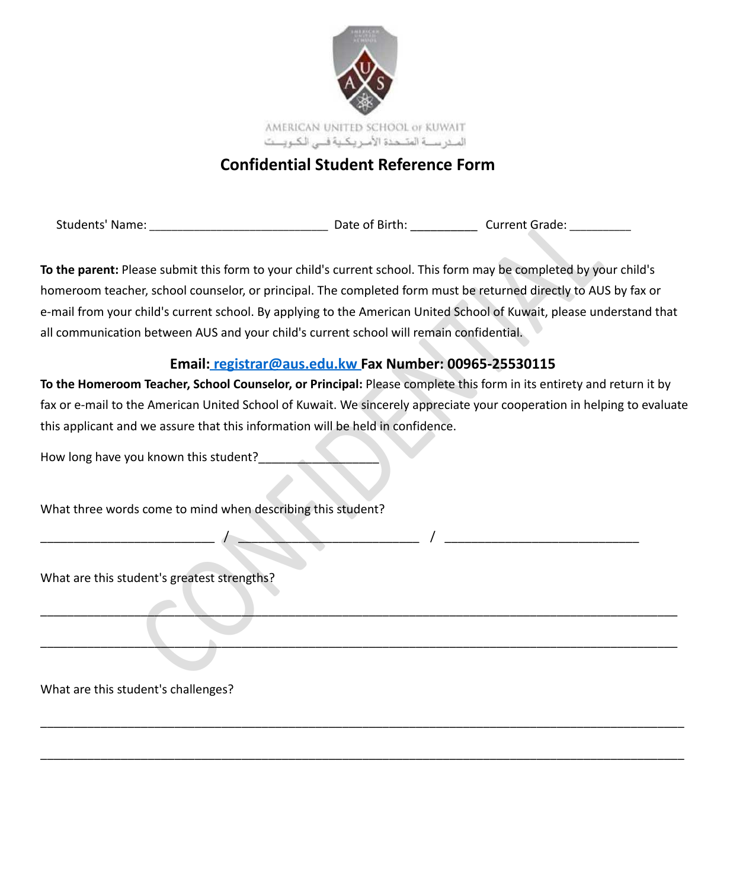AMERICAN UNITED SCHOOL OF KUWAIT

المـدرسـة المتـحدة الأمـريكـية فـي الكـويـت

# Confidential Student Reference Form

Students' Name: ___________________________ Date of Birth: __________ Current Grade: _________

**To the parent:** Please submit this form to your child's current school. This form may be completed by your child's homeroom teacher, school counselor, or principal. The completed form must be returned directly to AUS by fax or e-mail from your child's current school. By applying to the American United School of Kuwait, please understand that all communication between AUS and your child's current school will remain confidential.

**Email: registrar@aus.edu.kw Fax Number: 00965-25530115**

**To the Homeroom Teacher, School Counselor, or Principal:** Please complete this form in its entirety and return it by fax or e-mail to the American United School of Kuwait. We sincerely appreciate your cooperation in helping to evaluate this applicant and we assure that this information will be held in confidence.

How long have you known this student?_________________

What three words come to mind when describing this student?

__________________________ / ___________________________ / _____________________________

What are this student's greatest strengths?

_______________________________________________________________________________________________

_______________________________________________________________________________________________

What are this student's challenges?

_______________________________________________________________________________________________

_______________________________________________________________________________________________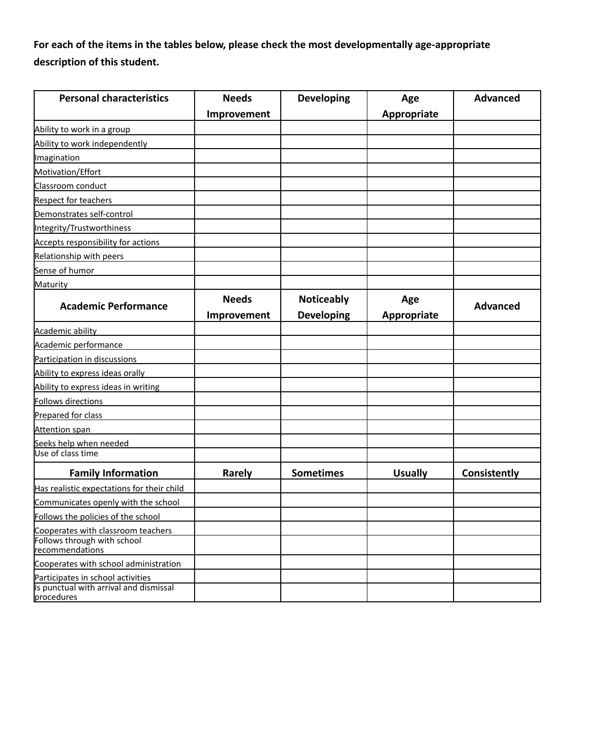**For each of the items in the tables below, please check the most developmentally age-appropriate description of this student.**

| Personal characteristics | Needs Improvement | Developing | Age Appropriate | Advanced |
|---|---|---|---|---|
| Ability to work in a group | | | | |
| Ability to work independently | | | | |
| Imagination | | | | |
| Motivation/Effort | | | | |
| Classroom conduct | | | | |
| Respect for teachers | | | | |
| Demonstrates self-control | | | | |
| Integrity/Trustworthiness | | | | |
| Accepts responsibility for actions | | | | |
| Relationship with peers | | | | |
| Sense of humor | | | | |
| Maturity | | | | |
| **Academic Performance** | **Needs Improvement** | **Noticeably Developing** | **Age Appropriate** | **Advanced** |
| Academic ability | | | | |
| Academic performance | | | | |
| Participation in discussions | | | | |
| Ability to express ideas orally | | | | |
| Ability to express ideas in writing | | | | |
| Follows directions | | | | |
| Prepared for class | | | | |
| Attention span | | | | |
| Seeks help when needed | | | | |
| Use of class time | | | | |
| **Family Information** | **Rarely** | **Sometimes** | **Usually** | **Consistently** |
| Has realistic expectations for their child | | | | |
| Communicates openly with the school | | | | |
| Follows the policies of the school | | | | |
| Cooperates with classroom teachers | | | | |
| Follows through with school recommendations | | | | |
| Cooperates with school administration | | | | |
| Participates in school activities | | | | |
| Is punctual with arrival and dismissal procedures | | | | |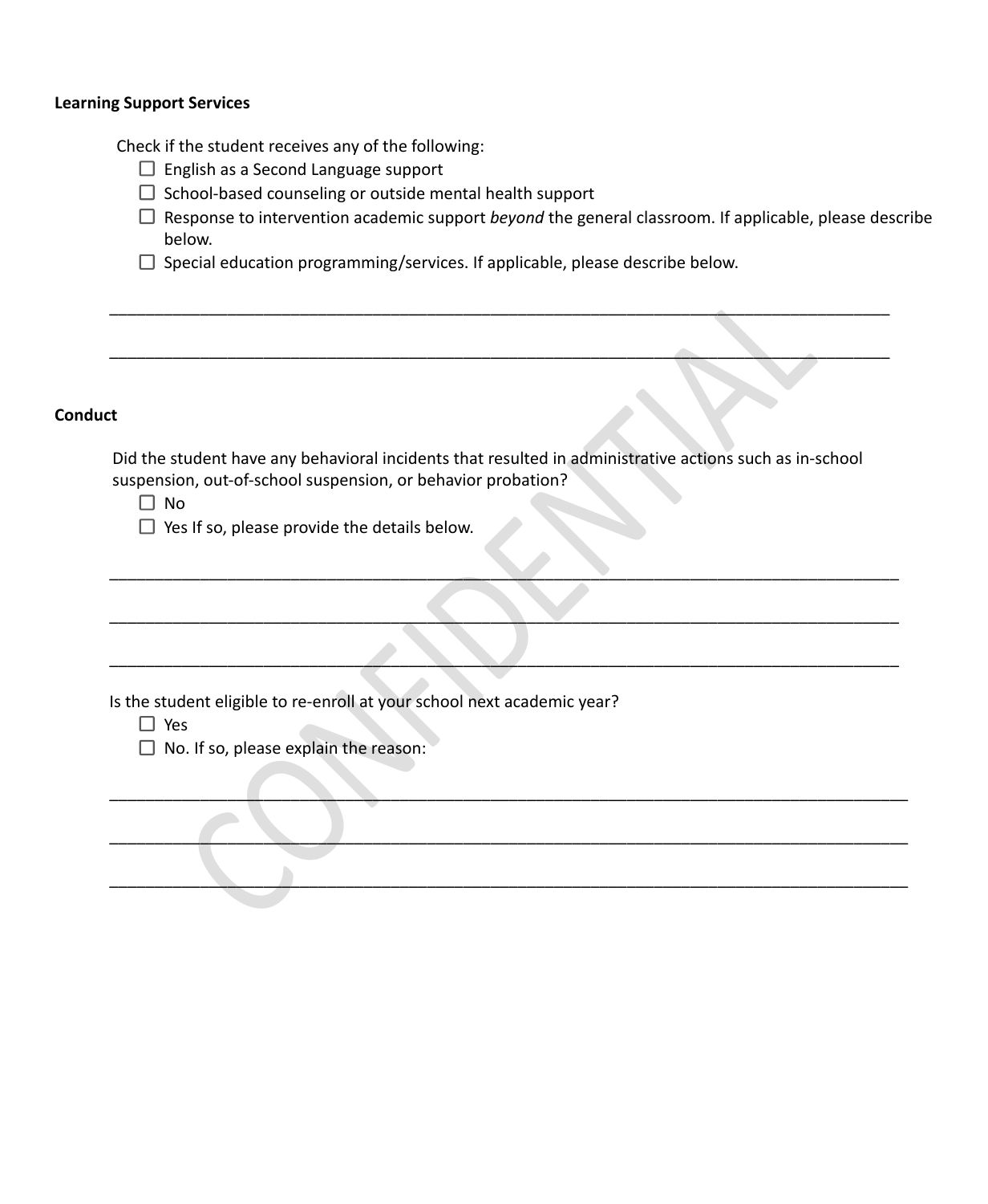**Learning Support Services**

Check if the student receives any of the following:

- ☐ English as a Second Language support
- ☐ School-based counseling or outside mental health support
- ☐ Response to intervention academic support *beyond* the general classroom. If applicable, please describe below.
- ☐ Special education programming/services. If applicable, please describe below.

______________________________________________________________________________

______________________________________________________________________________

**Conduct**

Did the student have any behavioral incidents that resulted in administrative actions such as in-school suspension, out-of-school suspension, or behavior probation?

- ☐ No
- ☐ Yes If so, please provide the details below.

______________________________________________________________________________

______________________________________________________________________________

______________________________________________________________________________

Is the student eligible to re-enroll at your school next academic year?

- ☐ Yes
- ☐ No. If so, please explain the reason:

______________________________________________________________________________

______________________________________________________________________________

______________________________________________________________________________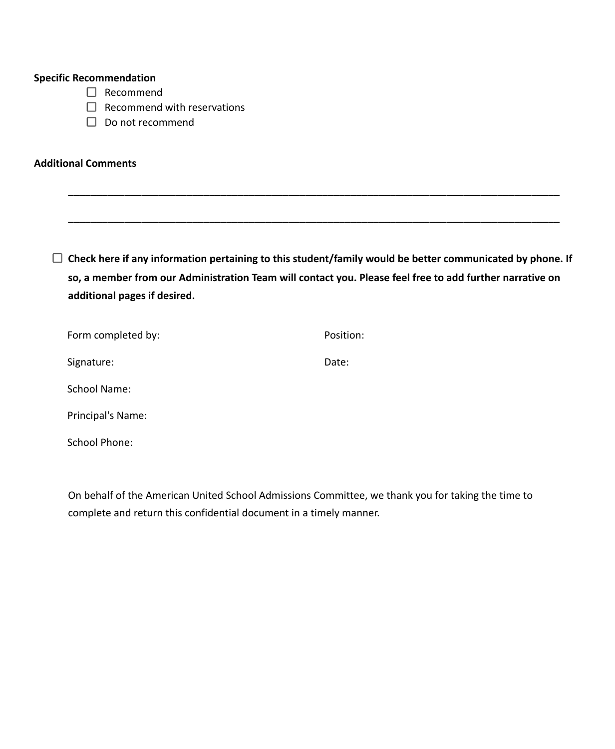**Specific Recommendation**

- ☐ Recommend
- ☐ Recommend with reservations
- ☐ Do not recommend

**Additional Comments**

_______________________________________________________________________________

_______________________________________________________________________________

☐ **Check here if any information pertaining to this student/family would be better communicated by phone. If so, a member from our Administration Team will contact you. Please feel free to add further narrative on additional pages if desired.**

Form completed by: Position:

Signature: Date:

School Name:

Principal's Name:

School Phone:

On behalf of the American United School Admissions Committee, we thank you for taking the time to complete and return this confidential document in a timely manner.